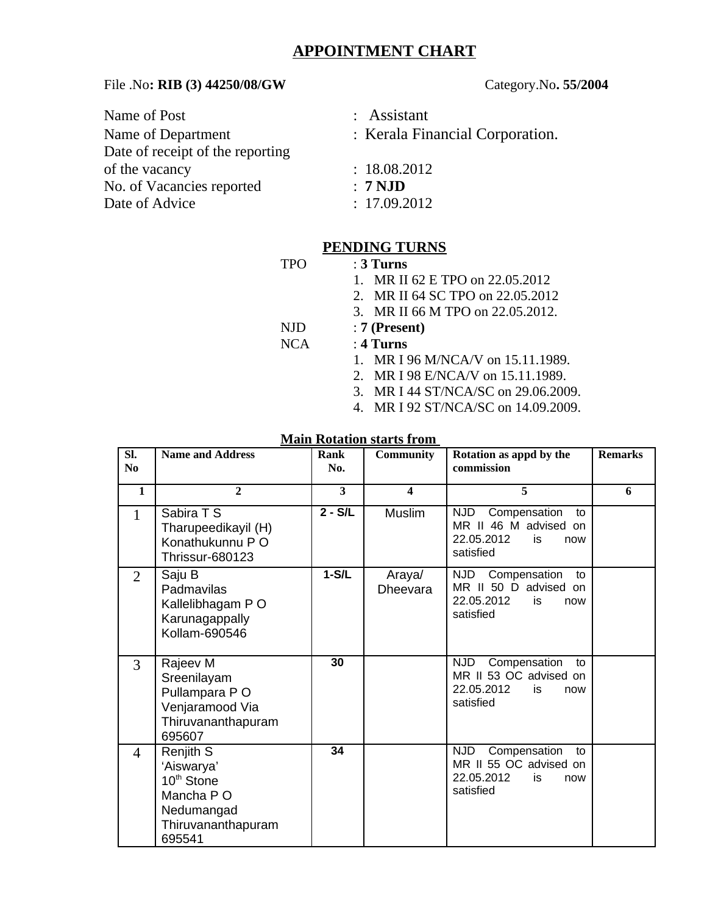# APPOINTMENT CHART

File .No**: RIB (3) 44250/08/GW** Category.No**. 55/2004**

Name of Post : Assistant
Name of Department : Kerala Financial Corporation.
Date of receipt of the reporting of the vacancy : 18.08.2012
No. of Vacancies reported : **7 NJD**
Date of Advice : 17.09.2012

## PENDING TURNS

TPO : **3 Turns**

1. MR II 62 E TPO on 22.05.2012
2. MR II 64 SC TPO on 22.05.2012
3. MR II 66 M TPO on 22.05.2012.

NJD : **7 (Present)**

NCA : **4 Turns**

1. MR I 96 M/NCA/V on 15.11.1989.
2. MR I 98 E/NCA/V on 15.11.1989.
3. MR I 44 ST/NCA/SC on 29.06.2009.
4. MR I 92 ST/NCA/SC on 14.09.2009.

**Main Rotation starts from**

| Sl. No | Name and Address | Rank No. | Community | Rotation as appd by the commission | Remarks |
|---|---|---|---|---|---|
| 1 | 2 | 3 | 4 | 5 | 6 |
| 1 | Sabira T S<br>Tharupeedikayil (H)<br>Konathukunnu P O<br>Thrissur-680123 | 2 - S/L | Muslim | NJD Compensation to MR II 46 M advised on 22.05.2012 is now satisfied | |
| 2 | Saju B<br>Padmavilas<br>Kallelibhagam P O<br>Karunagappally<br>Kollam-690546 | 1-S/L | Araya/ Dheevara | NJD Compensation to MR II 50 D advised on 22.05.2012 is now satisfied | |
| 3 | Rajeev M<br>Sreenilayam<br>Pullampara P O<br>Venjaramood Via<br>Thiruvananthapuram<br>695607 | 30 | | NJD Compensation to MR II 53 OC advised on 22.05.2012 is now satisfied | |
| 4 | Renjith S<br>'Aiswarya'<br>10th Stone<br>Mancha P O<br>Nedumangad<br>Thiruvananthapuram<br>695541 | 34 | | NJD Compensation to MR II 55 OC advised on 22.05.2012 is now satisfied | |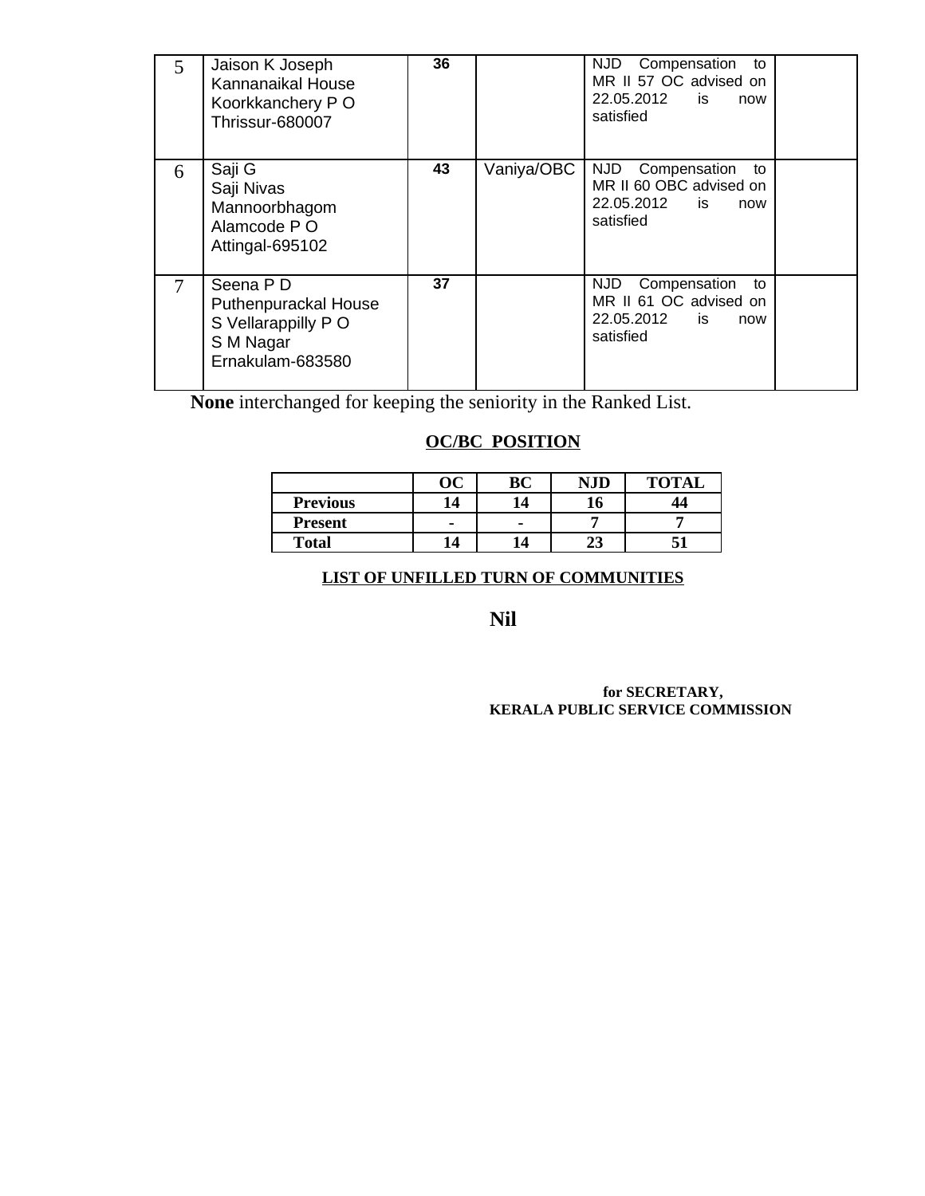| | | | | | |
|---|---|---|---|---|---|
| 5 | Jaison K Joseph<br>Kannanaikal House<br>Koorkkanchery P O<br>Thrissur-680007 | 36 | | NJD Compensation to MR II 57 OC advised on 22.05.2012 is now satisfied | |
| 6 | Saji G<br>Saji Nivas<br>Mannoorbhagom<br>Alamcode P O<br>Attingal-695102 | 43 | Vaniya/OBC | NJD Compensation to MR II 60 OBC advised on 22.05.2012 is now satisfied | |
| 7 | Seena P D<br>Puthenpurackal House<br>S Vellarappilly P O<br>S M Nagar<br>Ernakulam-683580 | 37 | | NJD Compensation to MR II 61 OC advised on 22.05.2012 is now satisfied | |

**None** interchanged for keeping the seniority in the Ranked List.

**OC/BC POSITION**

| | OC | BC | NJD | TOTAL |
|---|---|---|---|---|
| **Previous** | 14 | 14 | 16 | 44 |
| **Present** | - | - | 7 | 7 |
| **Total** | 14 | 14 | 23 | 51 |

**LIST OF UNFILLED TURN OF COMMUNITIES**

**Nil**

**for SECRETARY,**
**KERALA PUBLIC SERVICE COMMISSION**